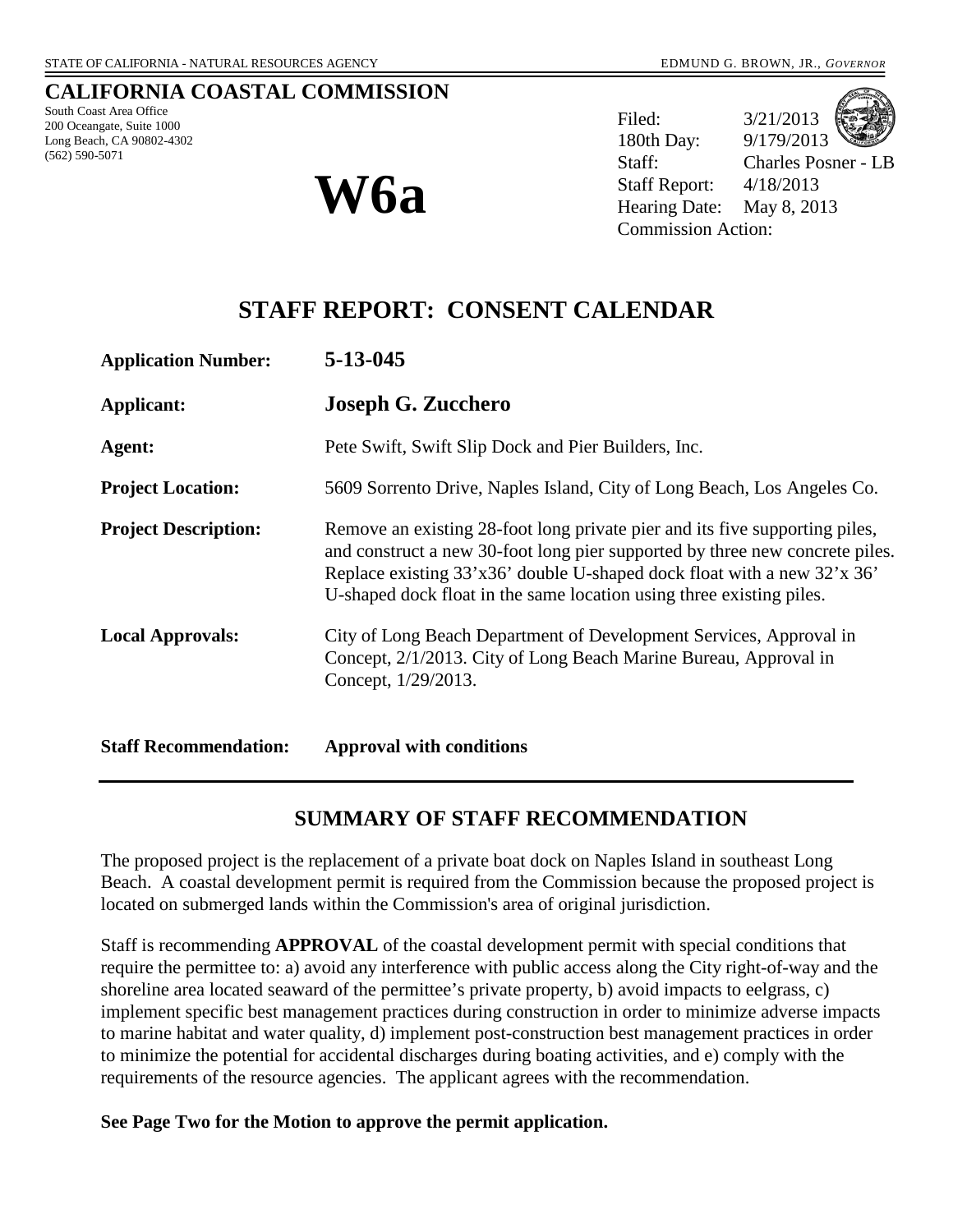STATE OF CALIFORNIA - NATURAL RESOURCES AGENCY

EDMUND G. BROWN, JR., *GOVERNOR*

# CALIFORNIA COASTAL COMMISSION

South Coast Area Office
200 Oceangate, Suite 1000
Long Beach, CA 90802-4302
(562) 590-5071

# W6a

| | |
|---|---|
| Filed: | 3/21/2013 |
| 180th Day: | 9/179/2013 |
| Staff: | Charles Posner - LB |
| Staff Report: | 4/18/2013 |
| Hearing Date: | May 8, 2013 |
| Commission Action: | |

## STAFF REPORT: CONSENT CALENDAR

| | |
|---|---|
| **Application Number:** | **5-13-045** |
| **Applicant:** | **Joseph G. Zucchero** |
| **Agent:** | Pete Swift, Swift Slip Dock and Pier Builders, Inc. |
| **Project Location:** | 5609 Sorrento Drive, Naples Island, City of Long Beach, Los Angeles Co. |
| **Project Description:** | Remove an existing 28-foot long private pier and its five supporting piles, and construct a new 30-foot long pier supported by three new concrete piles. Replace existing 33'x36' double U-shaped dock float with a new 32'x 36' U-shaped dock float in the same location using three existing piles. |
| **Local Approvals:** | City of Long Beach Department of Development Services, Approval in Concept, 2/1/2013. City of Long Beach Marine Bureau, Approval in Concept, 1/29/2013. |
| **Staff Recommendation:** | **Approval with conditions** |

## SUMMARY OF STAFF RECOMMENDATION

The proposed project is the replacement of a private boat dock on Naples Island in southeast Long Beach. A coastal development permit is required from the Commission because the proposed project is located on submerged lands within the Commission's area of original jurisdiction.

Staff is recommending **APPROVAL** of the coastal development permit with special conditions that require the permittee to: a) avoid any interference with public access along the City right-of-way and the shoreline area located seaward of the permittee's private property, b) avoid impacts to eelgrass, c) implement specific best management practices during construction in order to minimize adverse impacts to marine habitat and water quality, d) implement post-construction best management practices in order to minimize the potential for accidental discharges during boating activities, and e) comply with the requirements of the resource agencies. The applicant agrees with the recommendation.

**See Page Two for the Motion to approve the permit application.**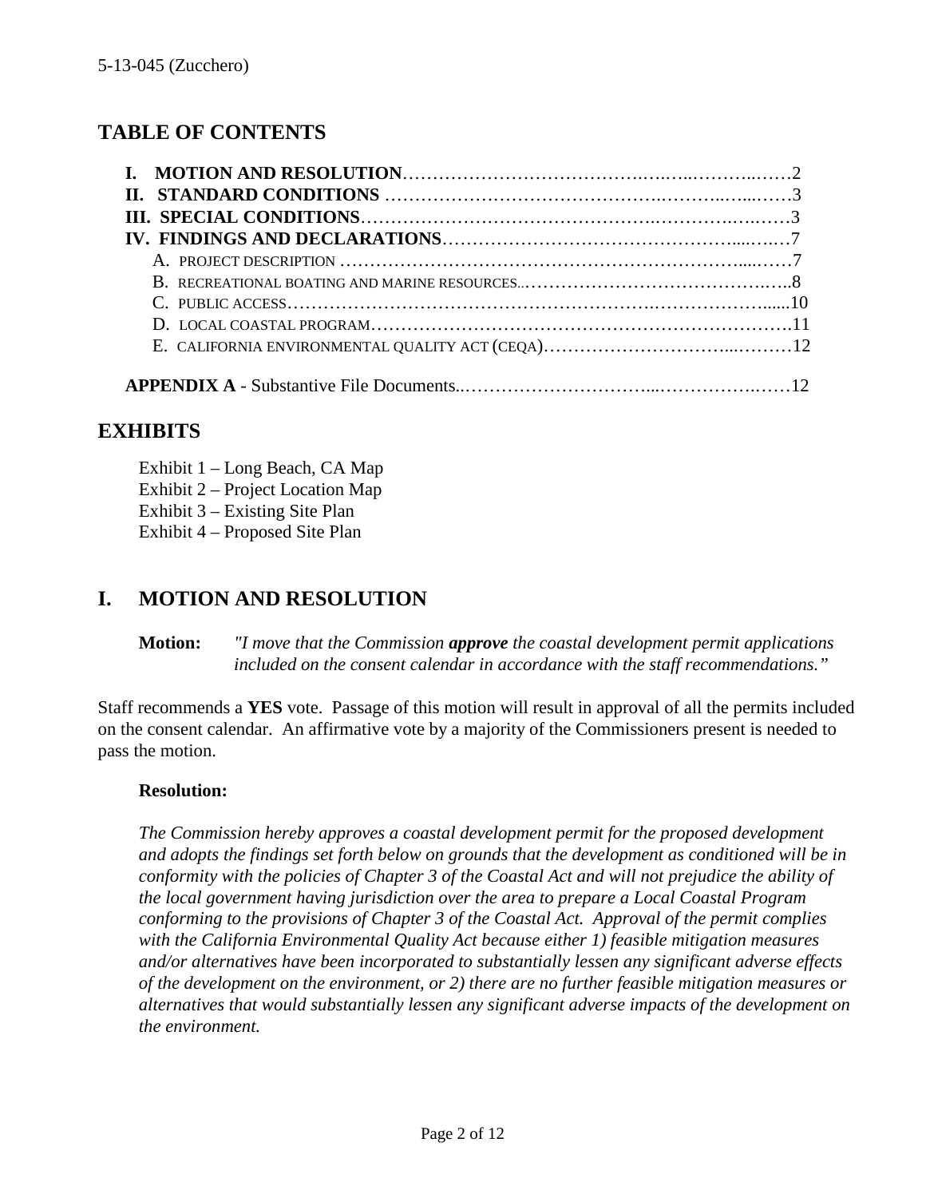## TABLE OF CONTENTS

**I. MOTION AND RESOLUTION**……………………………………………………………2
**II. STANDARD CONDITIONS** ……………………………………………………………3
**III. SPECIAL CONDITIONS**………………………………………………………………3
**IV. FINDINGS AND DECLARATIONS**…………………………………………………7
- A. PROJECT DESCRIPTION ………………………………………………………………7
- B. RECREATIONAL BOATING AND MARINE RESOURCES..……………………………8
- C. PUBLIC ACCESS……………………………………………………………………10
- D. LOCAL COASTAL PROGRAM………………………………………………………11
- E. CALIFORNIA ENVIRONMENTAL QUALITY ACT (CEQA)……………………………12

**APPENDIX A** - Substantive File Documents..…………………………………………12

## EXHIBITS

Exhibit 1 – Long Beach, CA Map
Exhibit 2 – Project Location Map
Exhibit 3 – Existing Site Plan
Exhibit 4 – Proposed Site Plan

## I. MOTION AND RESOLUTION

**Motion:** *"I move that the Commission* ***approve*** *the coastal development permit applications included on the consent calendar in accordance with the staff recommendations."*

Staff recommends a **YES** vote. Passage of this motion will result in approval of all the permits included on the consent calendar. An affirmative vote by a majority of the Commissioners present is needed to pass the motion.

**Resolution:**

*The Commission hereby approves a coastal development permit for the proposed development and adopts the findings set forth below on grounds that the development as conditioned will be in conformity with the policies of Chapter 3 of the Coastal Act and will not prejudice the ability of the local government having jurisdiction over the area to prepare a Local Coastal Program conforming to the provisions of Chapter 3 of the Coastal Act. Approval of the permit complies with the California Environmental Quality Act because either 1) feasible mitigation measures and/or alternatives have been incorporated to substantially lessen any significant adverse effects of the development on the environment, or 2) there are no further feasible mitigation measures or alternatives that would substantially lessen any significant adverse impacts of the development on the environment.*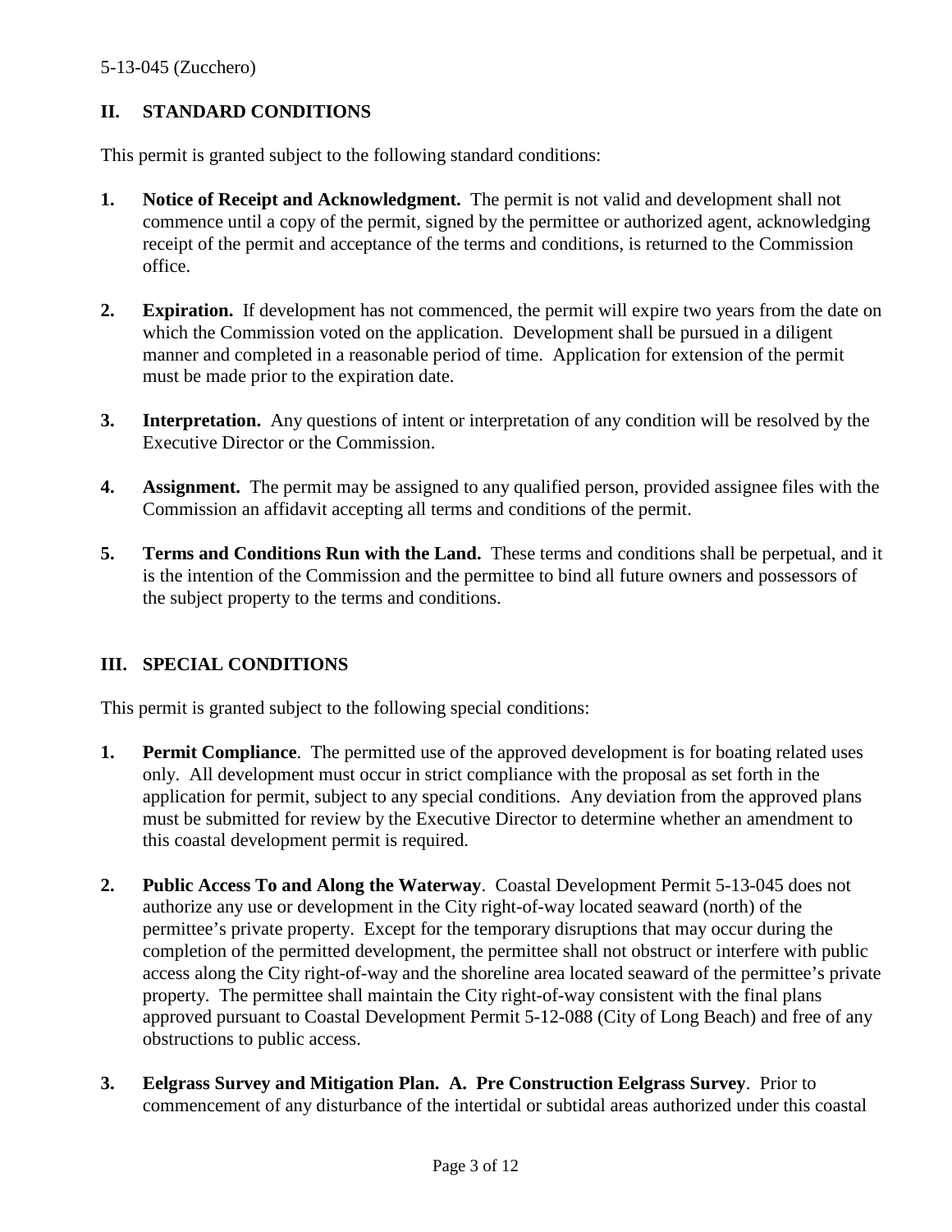## II. STANDARD CONDITIONS

This permit is granted subject to the following standard conditions:

1. **Notice of Receipt and Acknowledgment.** The permit is not valid and development shall not commence until a copy of the permit, signed by the permittee or authorized agent, acknowledging receipt of the permit and acceptance of the terms and conditions, is returned to the Commission office.

2. **Expiration.** If development has not commenced, the permit will expire two years from the date on which the Commission voted on the application. Development shall be pursued in a diligent manner and completed in a reasonable period of time. Application for extension of the permit must be made prior to the expiration date.

3. **Interpretation.** Any questions of intent or interpretation of any condition will be resolved by the Executive Director or the Commission.

4. **Assignment.** The permit may be assigned to any qualified person, provided assignee files with the Commission an affidavit accepting all terms and conditions of the permit.

5. **Terms and Conditions Run with the Land.** These terms and conditions shall be perpetual, and it is the intention of the Commission and the permittee to bind all future owners and possessors of the subject property to the terms and conditions.

## III. SPECIAL CONDITIONS

This permit is granted subject to the following special conditions:

1. **Permit Compliance**. The permitted use of the approved development is for boating related uses only. All development must occur in strict compliance with the proposal as set forth in the application for permit, subject to any special conditions. Any deviation from the approved plans must be submitted for review by the Executive Director to determine whether an amendment to this coastal development permit is required.

2. **Public Access To and Along the Waterway**. Coastal Development Permit 5-13-045 does not authorize any use or development in the City right-of-way located seaward (north) of the permittee's private property. Except for the temporary disruptions that may occur during the completion of the permitted development, the permittee shall not obstruct or interfere with public access along the City right-of-way and the shoreline area located seaward of the permittee's private property. The permittee shall maintain the City right-of-way consistent with the final plans approved pursuant to Coastal Development Permit 5-12-088 (City of Long Beach) and free of any obstructions to public access.

3. **Eelgrass Survey and Mitigation Plan. A. Pre Construction Eelgrass Survey**. Prior to commencement of any disturbance of the intertidal or subtidal areas authorized under this coastal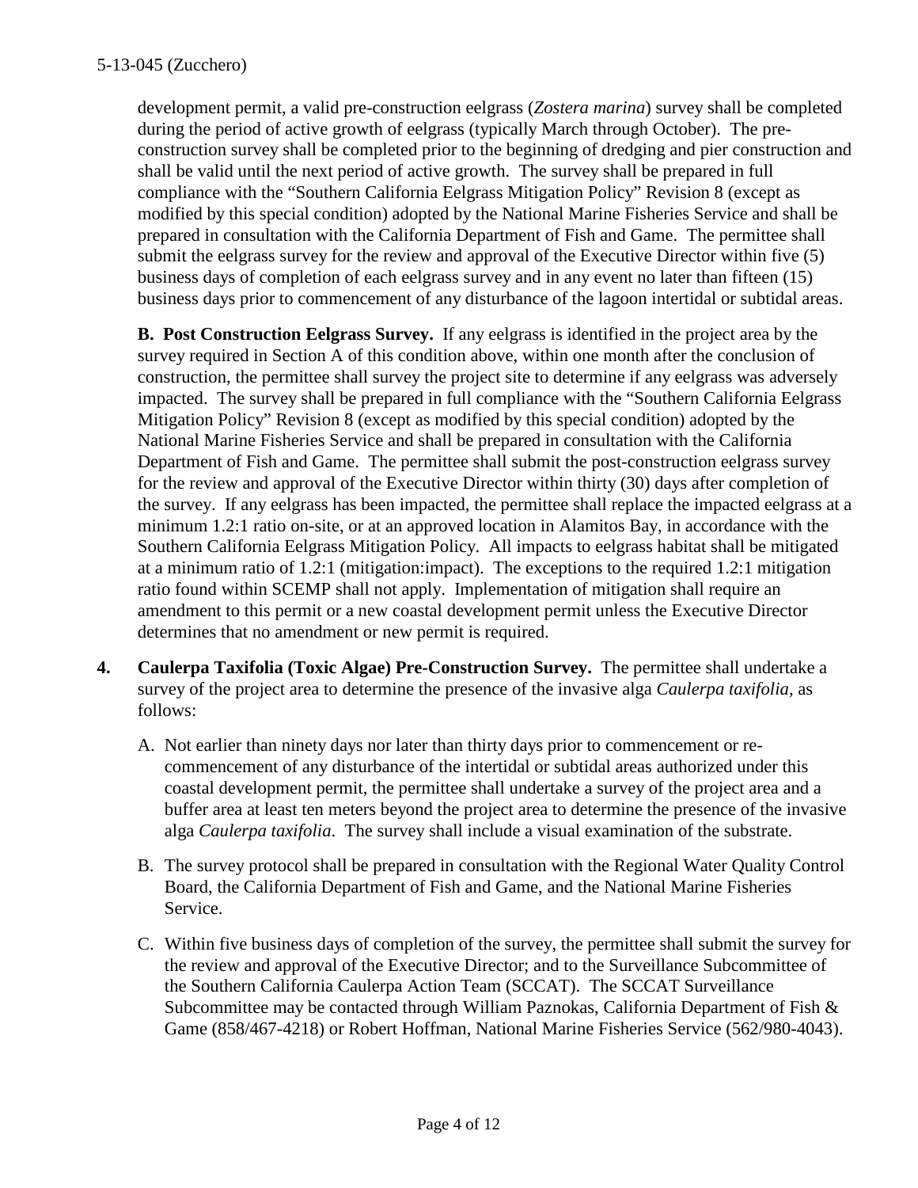development permit, a valid pre-construction eelgrass (*Zostera marina*) survey shall be completed during the period of active growth of eelgrass (typically March through October). The pre-construction survey shall be completed prior to the beginning of dredging and pier construction and shall be valid until the next period of active growth. The survey shall be prepared in full compliance with the "Southern California Eelgrass Mitigation Policy" Revision 8 (except as modified by this special condition) adopted by the National Marine Fisheries Service and shall be prepared in consultation with the California Department of Fish and Game. The permittee shall submit the eelgrass survey for the review and approval of the Executive Director within five (5) business days of completion of each eelgrass survey and in any event no later than fifteen (15) business days prior to commencement of any disturbance of the lagoon intertidal or subtidal areas.

**B. Post Construction Eelgrass Survey.** If any eelgrass is identified in the project area by the survey required in Section A of this condition above, within one month after the conclusion of construction, the permittee shall survey the project site to determine if any eelgrass was adversely impacted. The survey shall be prepared in full compliance with the "Southern California Eelgrass Mitigation Policy" Revision 8 (except as modified by this special condition) adopted by the National Marine Fisheries Service and shall be prepared in consultation with the California Department of Fish and Game. The permittee shall submit the post-construction eelgrass survey for the review and approval of the Executive Director within thirty (30) days after completion of the survey. If any eelgrass has been impacted, the permittee shall replace the impacted eelgrass at a minimum 1.2:1 ratio on-site, or at an approved location in Alamitos Bay, in accordance with the Southern California Eelgrass Mitigation Policy. All impacts to eelgrass habitat shall be mitigated at a minimum ratio of 1.2:1 (mitigation:impact). The exceptions to the required 1.2:1 mitigation ratio found within SCEMP shall not apply. Implementation of mitigation shall require an amendment to this permit or a new coastal development permit unless the Executive Director determines that no amendment or new permit is required.

4. **Caulerpa Taxifolia (Toxic Algae) Pre-Construction Survey.** The permittee shall undertake a survey of the project area to determine the presence of the invasive alga *Caulerpa taxifolia*, as follows:

   A. Not earlier than ninety days nor later than thirty days prior to commencement or re-commencement of any disturbance of the intertidal or subtidal areas authorized under this coastal development permit, the permittee shall undertake a survey of the project area and a buffer area at least ten meters beyond the project area to determine the presence of the invasive alga *Caulerpa taxifolia*. The survey shall include a visual examination of the substrate.

   B. The survey protocol shall be prepared in consultation with the Regional Water Quality Control Board, the California Department of Fish and Game, and the National Marine Fisheries Service.

   C. Within five business days of completion of the survey, the permittee shall submit the survey for the review and approval of the Executive Director; and to the Surveillance Subcommittee of the Southern California Caulerpa Action Team (SCCAT). The SCCAT Surveillance Subcommittee may be contacted through William Paznokas, California Department of Fish & Game (858/467-4218) or Robert Hoffman, National Marine Fisheries Service (562/980-4043).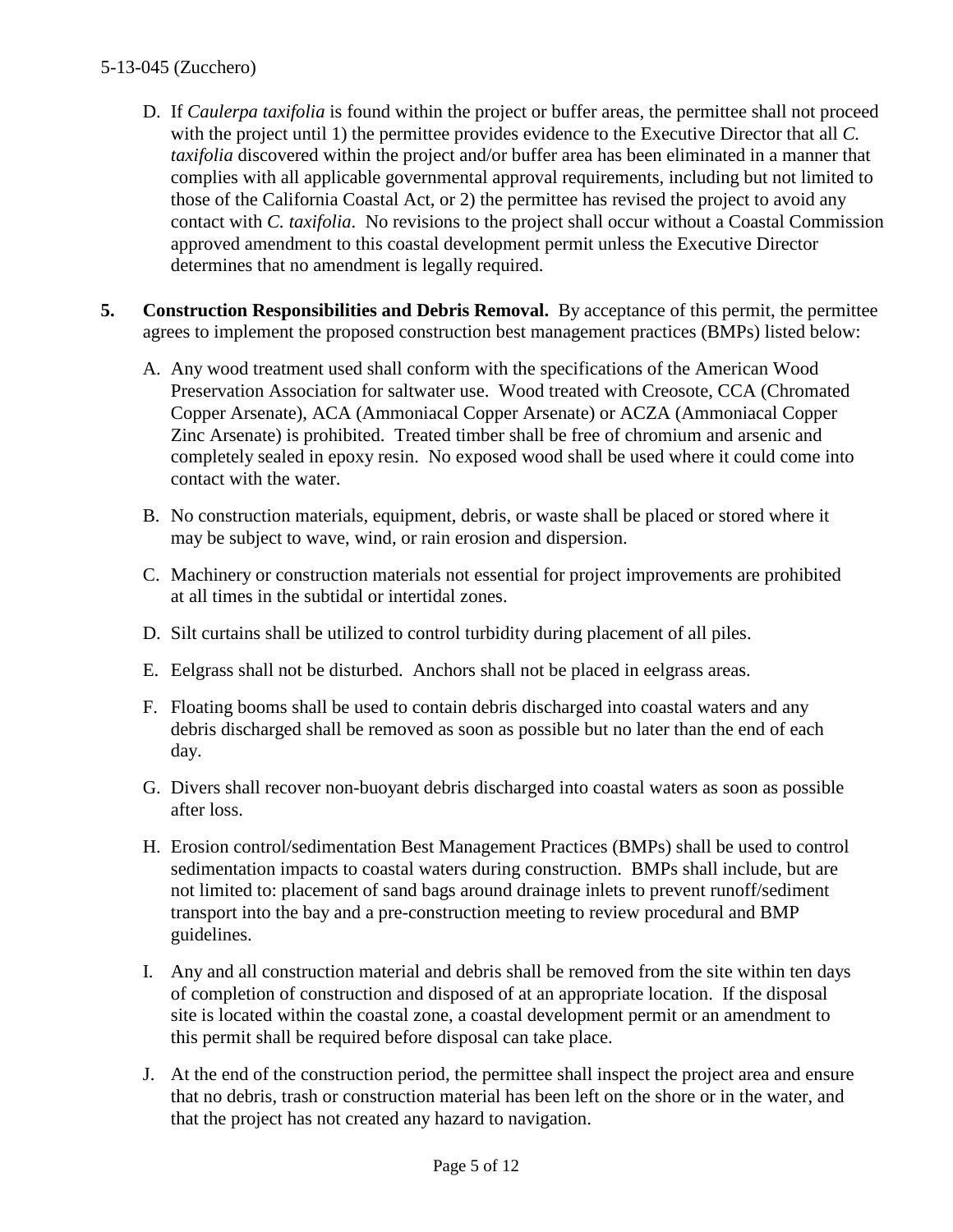D. If *Caulerpa taxifolia* is found within the project or buffer areas, the permittee shall not proceed with the project until 1) the permittee provides evidence to the Executive Director that all *C. taxifolia* discovered within the project and/or buffer area has been eliminated in a manner that complies with all applicable governmental approval requirements, including but not limited to those of the California Coastal Act, or 2) the permittee has revised the project to avoid any contact with *C. taxifolia*. No revisions to the project shall occur without a Coastal Commission approved amendment to this coastal development permit unless the Executive Director determines that no amendment is legally required.

**5. Construction Responsibilities and Debris Removal.** By acceptance of this permit, the permittee agrees to implement the proposed construction best management practices (BMPs) listed below:

A. Any wood treatment used shall conform with the specifications of the American Wood Preservation Association for saltwater use. Wood treated with Creosote, CCA (Chromated Copper Arsenate), ACA (Ammoniacal Copper Arsenate) or ACZA (Ammoniacal Copper Zinc Arsenate) is prohibited. Treated timber shall be free of chromium and arsenic and completely sealed in epoxy resin. No exposed wood shall be used where it could come into contact with the water.

B. No construction materials, equipment, debris, or waste shall be placed or stored where it may be subject to wave, wind, or rain erosion and dispersion.

C. Machinery or construction materials not essential for project improvements are prohibited at all times in the subtidal or intertidal zones.

D. Silt curtains shall be utilized to control turbidity during placement of all piles.

E. Eelgrass shall not be disturbed. Anchors shall not be placed in eelgrass areas.

F. Floating booms shall be used to contain debris discharged into coastal waters and any debris discharged shall be removed as soon as possible but no later than the end of each day.

G. Divers shall recover non-buoyant debris discharged into coastal waters as soon as possible after loss.

H. Erosion control/sedimentation Best Management Practices (BMPs) shall be used to control sedimentation impacts to coastal waters during construction. BMPs shall include, but are not limited to: placement of sand bags around drainage inlets to prevent runoff/sediment transport into the bay and a pre-construction meeting to review procedural and BMP guidelines.

I. Any and all construction material and debris shall be removed from the site within ten days of completion of construction and disposed of at an appropriate location. If the disposal site is located within the coastal zone, a coastal development permit or an amendment to this permit shall be required before disposal can take place.

J. At the end of the construction period, the permittee shall inspect the project area and ensure that no debris, trash or construction material has been left on the shore or in the water, and that the project has not created any hazard to navigation.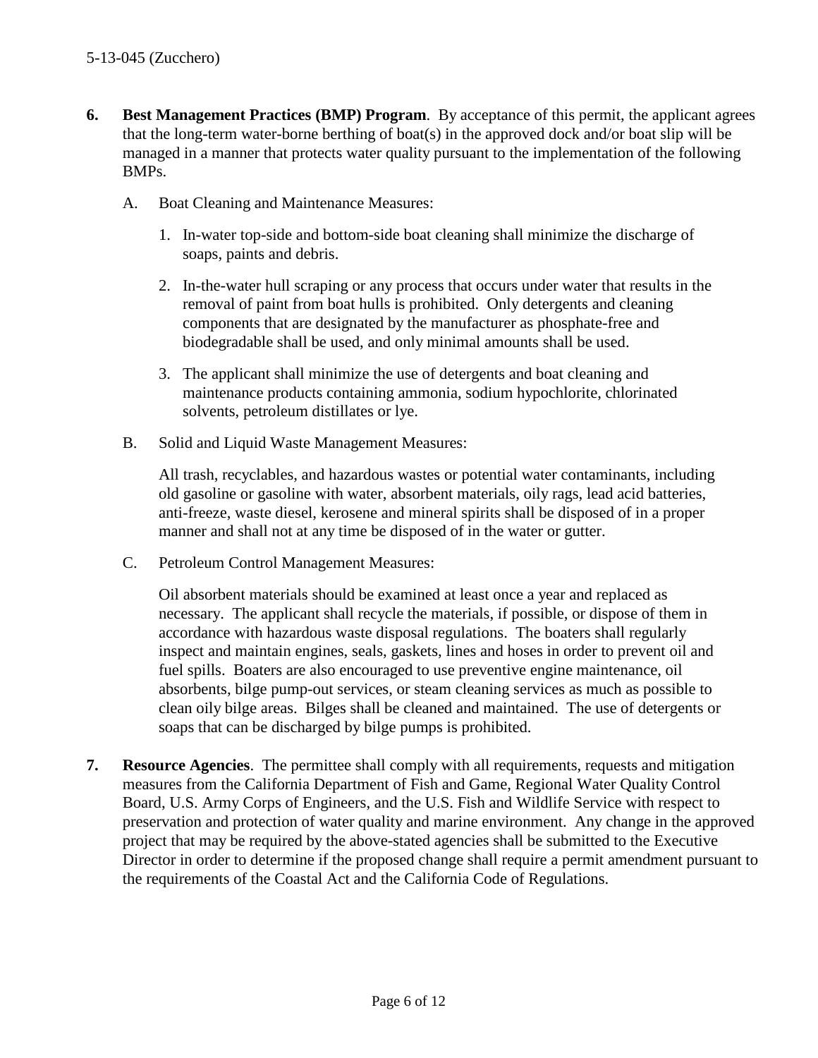6. **Best Management Practices (BMP) Program**. By acceptance of this permit, the applicant agrees that the long-term water-borne berthing of boat(s) in the approved dock and/or boat slip will be managed in a manner that protects water quality pursuant to the implementation of the following BMPs.

   A. Boat Cleaning and Maintenance Measures:

      1. In-water top-side and bottom-side boat cleaning shall minimize the discharge of soaps, paints and debris.

      2. In-the-water hull scraping or any process that occurs under water that results in the removal of paint from boat hulls is prohibited. Only detergents and cleaning components that are designated by the manufacturer as phosphate-free and biodegradable shall be used, and only minimal amounts shall be used.

      3. The applicant shall minimize the use of detergents and boat cleaning and maintenance products containing ammonia, sodium hypochlorite, chlorinated solvents, petroleum distillates or lye.

   B. Solid and Liquid Waste Management Measures:

      All trash, recyclables, and hazardous wastes or potential water contaminants, including old gasoline or gasoline with water, absorbent materials, oily rags, lead acid batteries, anti-freeze, waste diesel, kerosene and mineral spirits shall be disposed of in a proper manner and shall not at any time be disposed of in the water or gutter.

   C. Petroleum Control Management Measures:

      Oil absorbent materials should be examined at least once a year and replaced as necessary. The applicant shall recycle the materials, if possible, or dispose of them in accordance with hazardous waste disposal regulations. The boaters shall regularly inspect and maintain engines, seals, gaskets, lines and hoses in order to prevent oil and fuel spills. Boaters are also encouraged to use preventive engine maintenance, oil absorbents, bilge pump-out services, or steam cleaning services as much as possible to clean oily bilge areas. Bilges shall be cleaned and maintained. The use of detergents or soaps that can be discharged by bilge pumps is prohibited.

7. **Resource Agencies**. The permittee shall comply with all requirements, requests and mitigation measures from the California Department of Fish and Game, Regional Water Quality Control Board, U.S. Army Corps of Engineers, and the U.S. Fish and Wildlife Service with respect to preservation and protection of water quality and marine environment. Any change in the approved project that may be required by the above-stated agencies shall be submitted to the Executive Director in order to determine if the proposed change shall require a permit amendment pursuant to the requirements of the Coastal Act and the California Code of Regulations.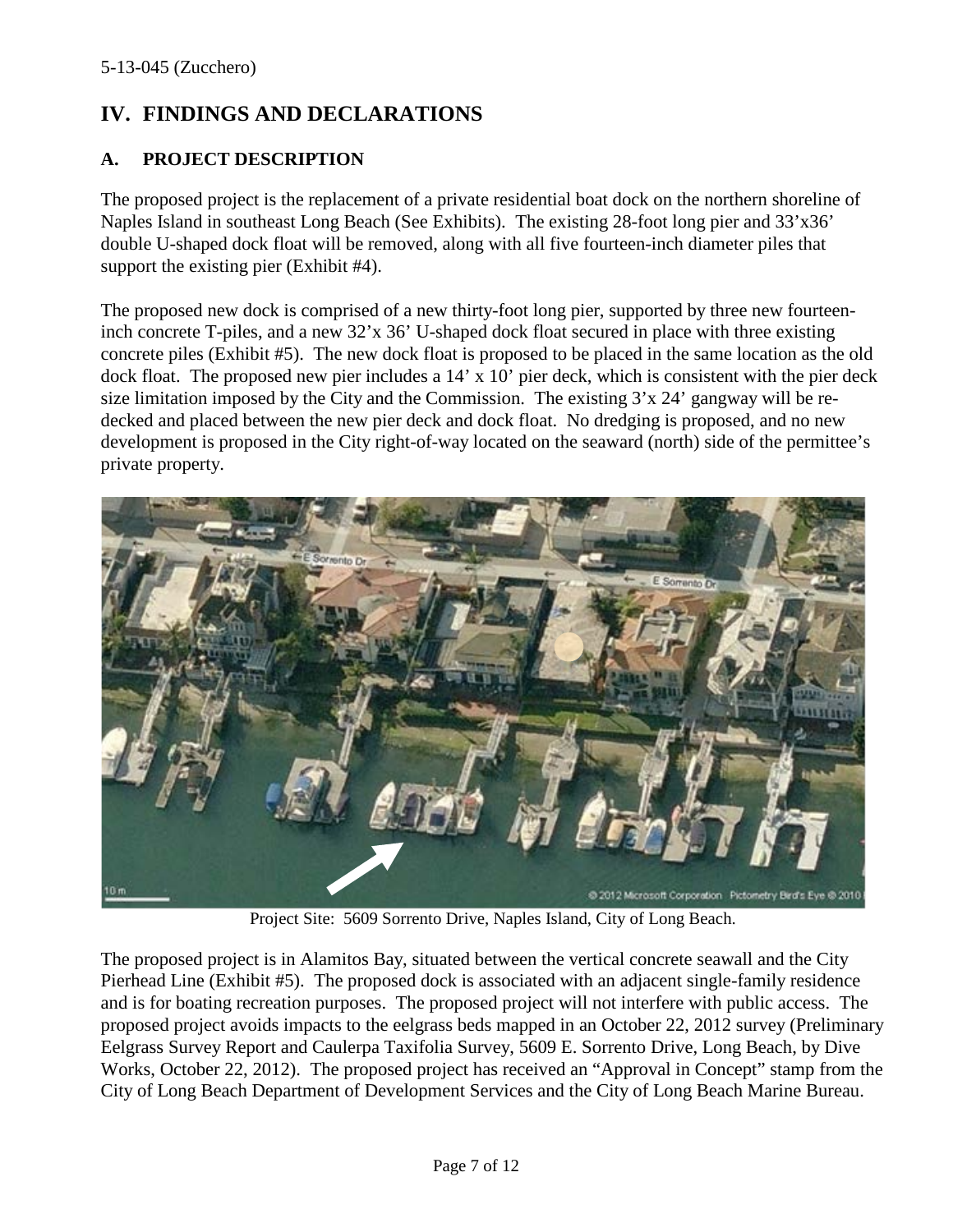# IV. FINDINGS AND DECLARATIONS

## A. PROJECT DESCRIPTION

The proposed project is the replacement of a private residential boat dock on the northern shoreline of Naples Island in southeast Long Beach (See Exhibits). The existing 28-foot long pier and 33'x36' double U-shaped dock float will be removed, along with all five fourteen-inch diameter piles that support the existing pier (Exhibit #4).

The proposed new dock is comprised of a new thirty-foot long pier, supported by three new fourteen-inch concrete T-piles, and a new 32'x 36' U-shaped dock float secured in place with three existing concrete piles (Exhibit #5). The new dock float is proposed to be placed in the same location as the old dock float. The proposed new pier includes a 14' x 10' pier deck, which is consistent with the pier deck size limitation imposed by the City and the Commission. The existing 3'x 24' gangway will be re-decked and placed between the new pier deck and dock float. No dredging is proposed, and no new development is proposed in the City right-of-way located on the seaward (north) side of the permittee's private property.

Project Site: 5609 Sorrento Drive, Naples Island, City of Long Beach.

The proposed project is in Alamitos Bay, situated between the vertical concrete seawall and the City Pierhead Line (Exhibit #5). The proposed dock is associated with an adjacent single-family residence and is for boating recreation purposes. The proposed project will not interfere with public access. The proposed project avoids impacts to the eelgrass beds mapped in an October 22, 2012 survey (Preliminary Eelgrass Survey Report and Caulerpa Taxifolia Survey, 5609 E. Sorrento Drive, Long Beach, by Dive Works, October 22, 2012). The proposed project has received an "Approval in Concept" stamp from the City of Long Beach Department of Development Services and the City of Long Beach Marine Bureau.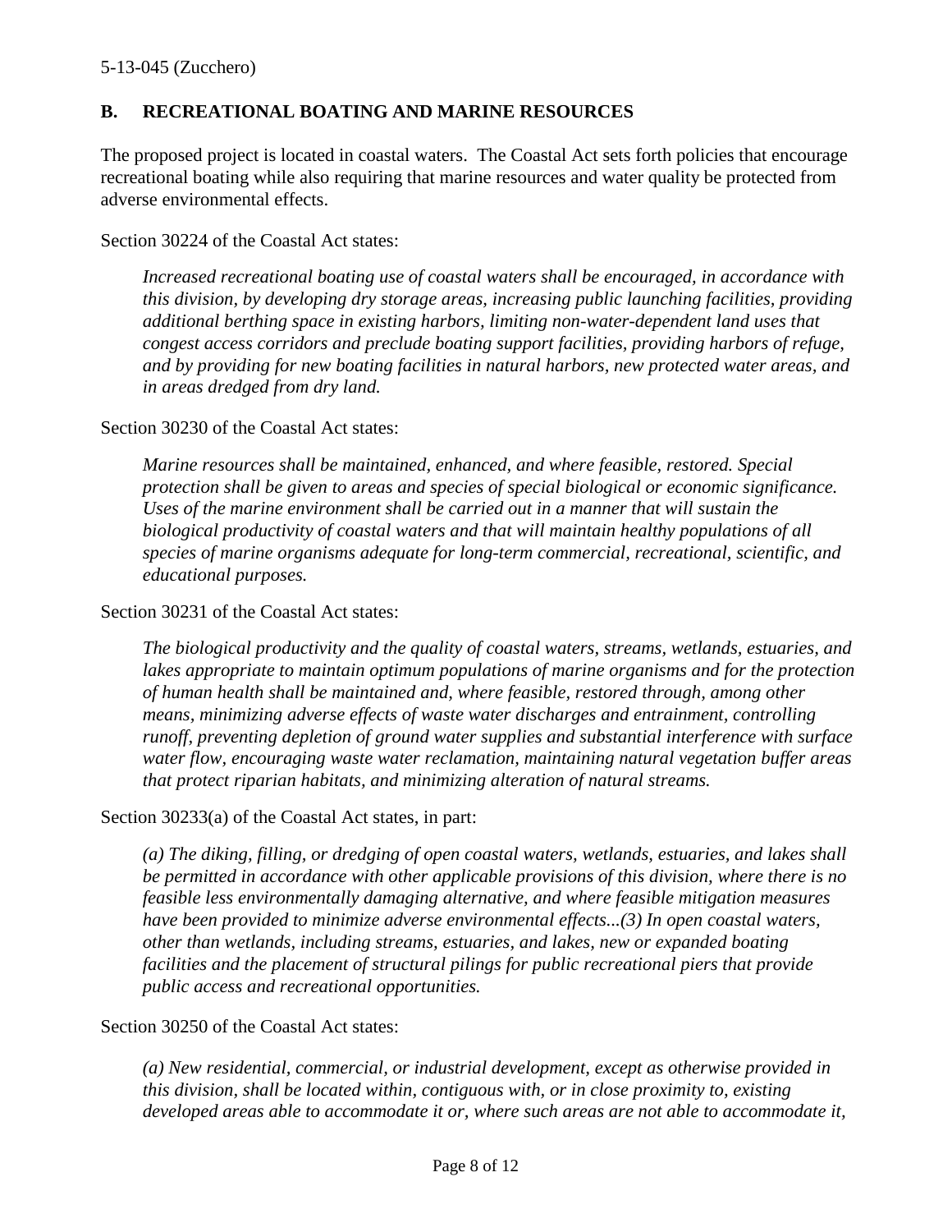## B. RECREATIONAL BOATING AND MARINE RESOURCES

The proposed project is located in coastal waters. The Coastal Act sets forth policies that encourage recreational boating while also requiring that marine resources and water quality be protected from adverse environmental effects.

Section 30224 of the Coastal Act states:

> *Increased recreational boating use of coastal waters shall be encouraged, in accordance with this division, by developing dry storage areas, increasing public launching facilities, providing additional berthing space in existing harbors, limiting non-water-dependent land uses that congest access corridors and preclude boating support facilities, providing harbors of refuge, and by providing for new boating facilities in natural harbors, new protected water areas, and in areas dredged from dry land.*

Section 30230 of the Coastal Act states:

> *Marine resources shall be maintained, enhanced, and where feasible, restored. Special protection shall be given to areas and species of special biological or economic significance. Uses of the marine environment shall be carried out in a manner that will sustain the biological productivity of coastal waters and that will maintain healthy populations of all species of marine organisms adequate for long-term commercial, recreational, scientific, and educational purposes.*

Section 30231 of the Coastal Act states:

> *The biological productivity and the quality of coastal waters, streams, wetlands, estuaries, and lakes appropriate to maintain optimum populations of marine organisms and for the protection of human health shall be maintained and, where feasible, restored through, among other means, minimizing adverse effects of waste water discharges and entrainment, controlling runoff, preventing depletion of ground water supplies and substantial interference with surface water flow, encouraging waste water reclamation, maintaining natural vegetation buffer areas that protect riparian habitats, and minimizing alteration of natural streams.*

Section 30233(a) of the Coastal Act states, in part:

> *(a) The diking, filling, or dredging of open coastal waters, wetlands, estuaries, and lakes shall be permitted in accordance with other applicable provisions of this division, where there is no feasible less environmentally damaging alternative, and where feasible mitigation measures have been provided to minimize adverse environmental effects...(3) In open coastal waters, other than wetlands, including streams, estuaries, and lakes, new or expanded boating facilities and the placement of structural pilings for public recreational piers that provide public access and recreational opportunities.*

Section 30250 of the Coastal Act states:

> *(a) New residential, commercial, or industrial development, except as otherwise provided in this division, shall be located within, contiguous with, or in close proximity to, existing developed areas able to accommodate it or, where such areas are not able to accommodate it,*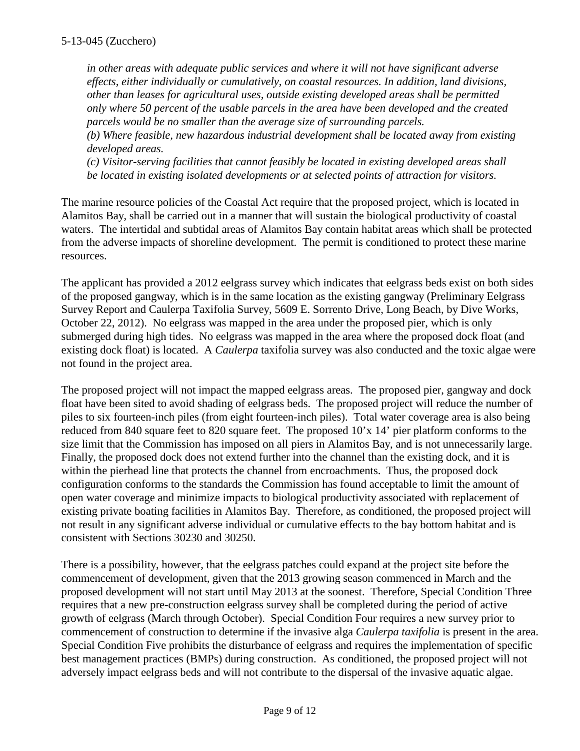*in other areas with adequate public services and where it will not have significant adverse effects, either individually or cumulatively, on coastal resources. In addition, land divisions, other than leases for agricultural uses, outside existing developed areas shall be permitted only where 50 percent of the usable parcels in the area have been developed and the created parcels would be no smaller than the average size of surrounding parcels.*
*(b) Where feasible, new hazardous industrial development shall be located away from existing developed areas.*
*(c) Visitor-serving facilities that cannot feasibly be located in existing developed areas shall be located in existing isolated developments or at selected points of attraction for visitors.*

The marine resource policies of the Coastal Act require that the proposed project, which is located in Alamitos Bay, shall be carried out in a manner that will sustain the biological productivity of coastal waters. The intertidal and subtidal areas of Alamitos Bay contain habitat areas which shall be protected from the adverse impacts of shoreline development. The permit is conditioned to protect these marine resources.

The applicant has provided a 2012 eelgrass survey which indicates that eelgrass beds exist on both sides of the proposed gangway, which is in the same location as the existing gangway (Preliminary Eelgrass Survey Report and Caulerpa Taxifolia Survey, 5609 E. Sorrento Drive, Long Beach, by Dive Works, October 22, 2012). No eelgrass was mapped in the area under the proposed pier, which is only submerged during high tides. No eelgrass was mapped in the area where the proposed dock float (and existing dock float) is located. A *Caulerpa* taxifolia survey was also conducted and the toxic algae were not found in the project area.

The proposed project will not impact the mapped eelgrass areas. The proposed pier, gangway and dock float have been sited to avoid shading of eelgrass beds. The proposed project will reduce the number of piles to six fourteen-inch piles (from eight fourteen-inch piles). Total water coverage area is also being reduced from 840 square feet to 820 square feet. The proposed 10'x 14' pier platform conforms to the size limit that the Commission has imposed on all piers in Alamitos Bay, and is not unnecessarily large. Finally, the proposed dock does not extend further into the channel than the existing dock, and it is within the pierhead line that protects the channel from encroachments. Thus, the proposed dock configuration conforms to the standards the Commission has found acceptable to limit the amount of open water coverage and minimize impacts to biological productivity associated with replacement of existing private boating facilities in Alamitos Bay. Therefore, as conditioned, the proposed project will not result in any significant adverse individual or cumulative effects to the bay bottom habitat and is consistent with Sections 30230 and 30250.

There is a possibility, however, that the eelgrass patches could expand at the project site before the commencement of development, given that the 2013 growing season commenced in March and the proposed development will not start until May 2013 at the soonest. Therefore, Special Condition Three requires that a new pre-construction eelgrass survey shall be completed during the period of active growth of eelgrass (March through October). Special Condition Four requires a new survey prior to commencement of construction to determine if the invasive alga *Caulerpa taxifolia* is present in the area. Special Condition Five prohibits the disturbance of eelgrass and requires the implementation of specific best management practices (BMPs) during construction. As conditioned, the proposed project will not adversely impact eelgrass beds and will not contribute to the dispersal of the invasive aquatic algae.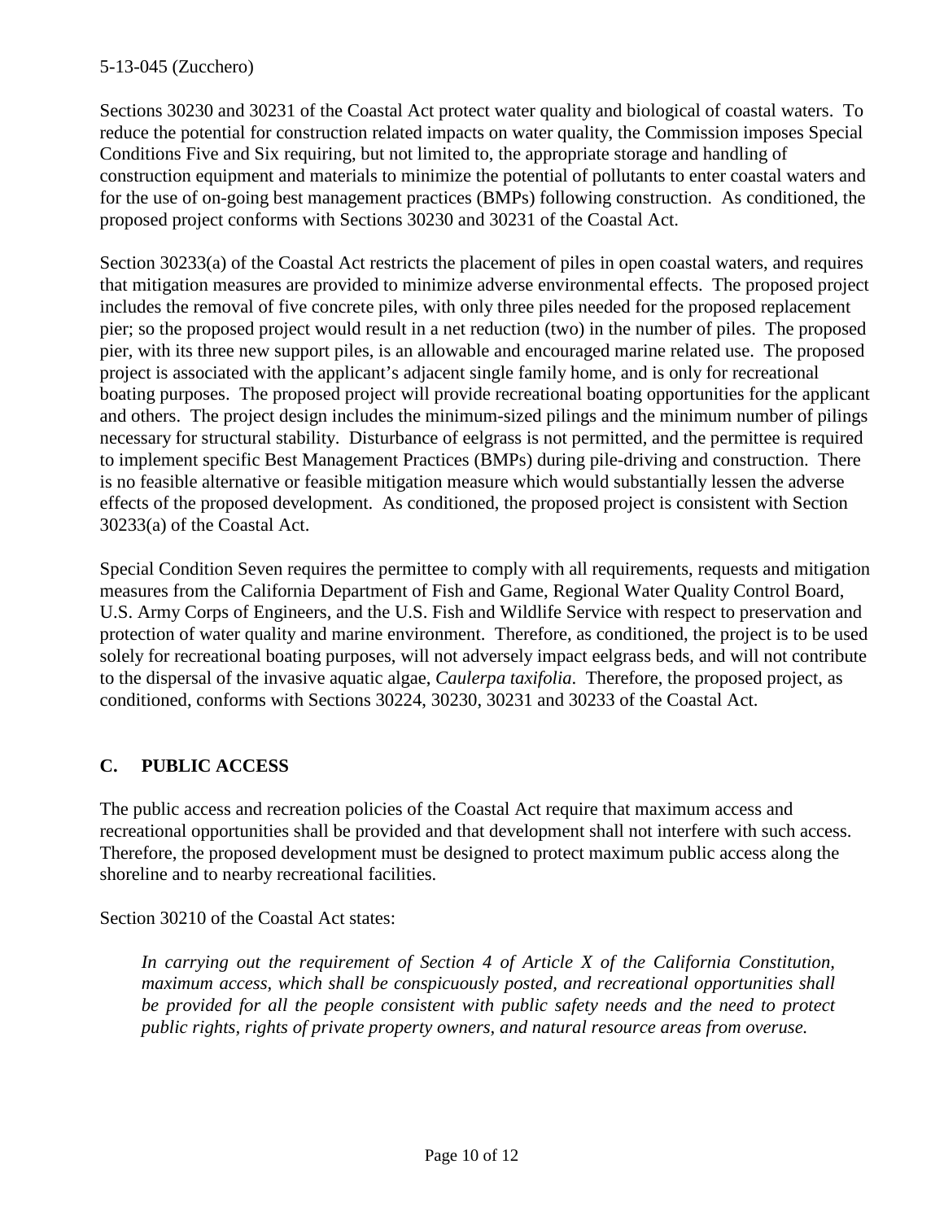Sections 30230 and 30231 of the Coastal Act protect water quality and biological of coastal waters. To reduce the potential for construction related impacts on water quality, the Commission imposes Special Conditions Five and Six requiring, but not limited to, the appropriate storage and handling of construction equipment and materials to minimize the potential of pollutants to enter coastal waters and for the use of on-going best management practices (BMPs) following construction. As conditioned, the proposed project conforms with Sections 30230 and 30231 of the Coastal Act.

Section 30233(a) of the Coastal Act restricts the placement of piles in open coastal waters, and requires that mitigation measures are provided to minimize adverse environmental effects. The proposed project includes the removal of five concrete piles, with only three piles needed for the proposed replacement pier; so the proposed project would result in a net reduction (two) in the number of piles. The proposed pier, with its three new support piles, is an allowable and encouraged marine related use. The proposed project is associated with the applicant's adjacent single family home, and is only for recreational boating purposes. The proposed project will provide recreational boating opportunities for the applicant and others. The project design includes the minimum-sized pilings and the minimum number of pilings necessary for structural stability. Disturbance of eelgrass is not permitted, and the permittee is required to implement specific Best Management Practices (BMPs) during pile-driving and construction. There is no feasible alternative or feasible mitigation measure which would substantially lessen the adverse effects of the proposed development. As conditioned, the proposed project is consistent with Section 30233(a) of the Coastal Act.

Special Condition Seven requires the permittee to comply with all requirements, requests and mitigation measures from the California Department of Fish and Game, Regional Water Quality Control Board, U.S. Army Corps of Engineers, and the U.S. Fish and Wildlife Service with respect to preservation and protection of water quality and marine environment. Therefore, as conditioned, the project is to be used solely for recreational boating purposes, will not adversely impact eelgrass beds, and will not contribute to the dispersal of the invasive aquatic algae, *Caulerpa taxifolia*. Therefore, the proposed project, as conditioned, conforms with Sections 30224, 30230, 30231 and 30233 of the Coastal Act.

## C. PUBLIC ACCESS

The public access and recreation policies of the Coastal Act require that maximum access and recreational opportunities shall be provided and that development shall not interfere with such access. Therefore, the proposed development must be designed to protect maximum public access along the shoreline and to nearby recreational facilities.

Section 30210 of the Coastal Act states:

> *In carrying out the requirement of Section 4 of Article X of the California Constitution, maximum access, which shall be conspicuously posted, and recreational opportunities shall be provided for all the people consistent with public safety needs and the need to protect public rights, rights of private property owners, and natural resource areas from overuse.*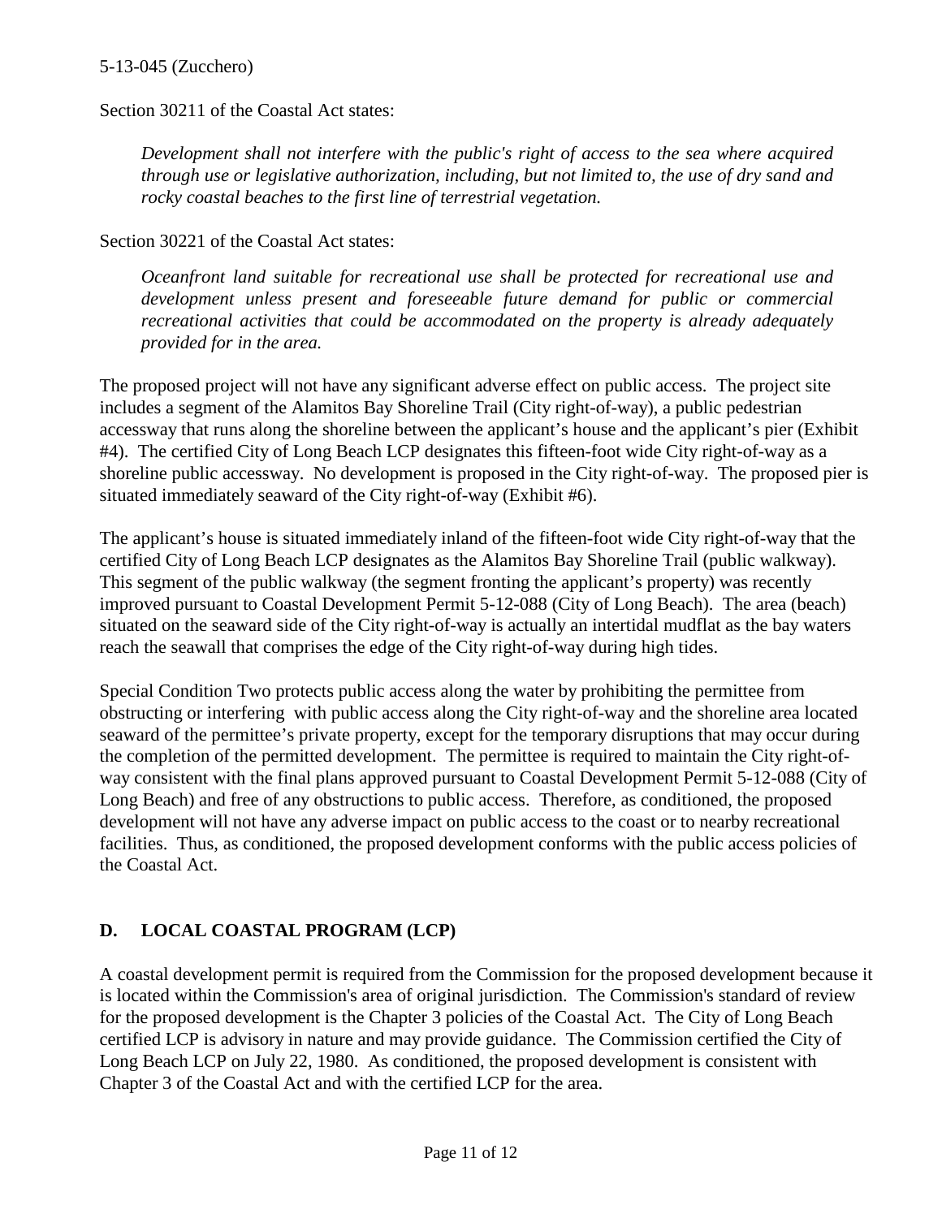Section 30211 of the Coastal Act states:

> *Development shall not interfere with the public's right of access to the sea where acquired through use or legislative authorization, including, but not limited to, the use of dry sand and rocky coastal beaches to the first line of terrestrial vegetation.*

Section 30221 of the Coastal Act states:

> *Oceanfront land suitable for recreational use shall be protected for recreational use and development unless present and foreseeable future demand for public or commercial recreational activities that could be accommodated on the property is already adequately provided for in the area.*

The proposed project will not have any significant adverse effect on public access. The project site includes a segment of the Alamitos Bay Shoreline Trail (City right-of-way), a public pedestrian accessway that runs along the shoreline between the applicant's house and the applicant's pier (Exhibit #4). The certified City of Long Beach LCP designates this fifteen-foot wide City right-of-way as a shoreline public accessway. No development is proposed in the City right-of-way. The proposed pier is situated immediately seaward of the City right-of-way (Exhibit #6).

The applicant's house is situated immediately inland of the fifteen-foot wide City right-of-way that the certified City of Long Beach LCP designates as the Alamitos Bay Shoreline Trail (public walkway). This segment of the public walkway (the segment fronting the applicant's property) was recently improved pursuant to Coastal Development Permit 5-12-088 (City of Long Beach). The area (beach) situated on the seaward side of the City right-of-way is actually an intertidal mudflat as the bay waters reach the seawall that comprises the edge of the City right-of-way during high tides.

Special Condition Two protects public access along the water by prohibiting the permittee from obstructing or interfering with public access along the City right-of-way and the shoreline area located seaward of the permittee's private property, except for the temporary disruptions that may occur during the completion of the permitted development. The permittee is required to maintain the City right-of-way consistent with the final plans approved pursuant to Coastal Development Permit 5-12-088 (City of Long Beach) and free of any obstructions to public access. Therefore, as conditioned, the proposed development will not have any adverse impact on public access to the coast or to nearby recreational facilities. Thus, as conditioned, the proposed development conforms with the public access policies of the Coastal Act.

## D. LOCAL COASTAL PROGRAM (LCP)

A coastal development permit is required from the Commission for the proposed development because it is located within the Commission's area of original jurisdiction. The Commission's standard of review for the proposed development is the Chapter 3 policies of the Coastal Act. The City of Long Beach certified LCP is advisory in nature and may provide guidance. The Commission certified the City of Long Beach LCP on July 22, 1980. As conditioned, the proposed development is consistent with Chapter 3 of the Coastal Act and with the certified LCP for the area.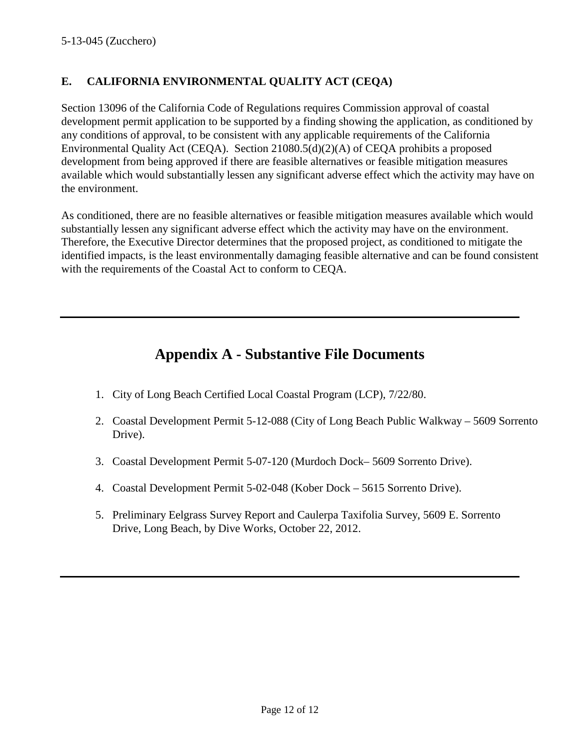## E. CALIFORNIA ENVIRONMENTAL QUALITY ACT (CEQA)

Section 13096 of the California Code of Regulations requires Commission approval of coastal development permit application to be supported by a finding showing the application, as conditioned by any conditions of approval, to be consistent with any applicable requirements of the California Environmental Quality Act (CEQA). Section 21080.5(d)(2)(A) of CEQA prohibits a proposed development from being approved if there are feasible alternatives or feasible mitigation measures available which would substantially lessen any significant adverse effect which the activity may have on the environment.

As conditioned, there are no feasible alternatives or feasible mitigation measures available which would substantially lessen any significant adverse effect which the activity may have on the environment. Therefore, the Executive Director determines that the proposed project, as conditioned to mitigate the identified impacts, is the least environmentally damaging feasible alternative and can be found consistent with the requirements of the Coastal Act to conform to CEQA.

---

# Appendix A - Substantive File Documents

1. City of Long Beach Certified Local Coastal Program (LCP), 7/22/80.
2. Coastal Development Permit 5-12-088 (City of Long Beach Public Walkway – 5609 Sorrento Drive).
3. Coastal Development Permit 5-07-120 (Murdoch Dock– 5609 Sorrento Drive).
4. Coastal Development Permit 5-02-048 (Kober Dock – 5615 Sorrento Drive).
5. Preliminary Eelgrass Survey Report and Caulerpa Taxifolia Survey, 5609 E. Sorrento Drive, Long Beach, by Dive Works, October 22, 2012.

---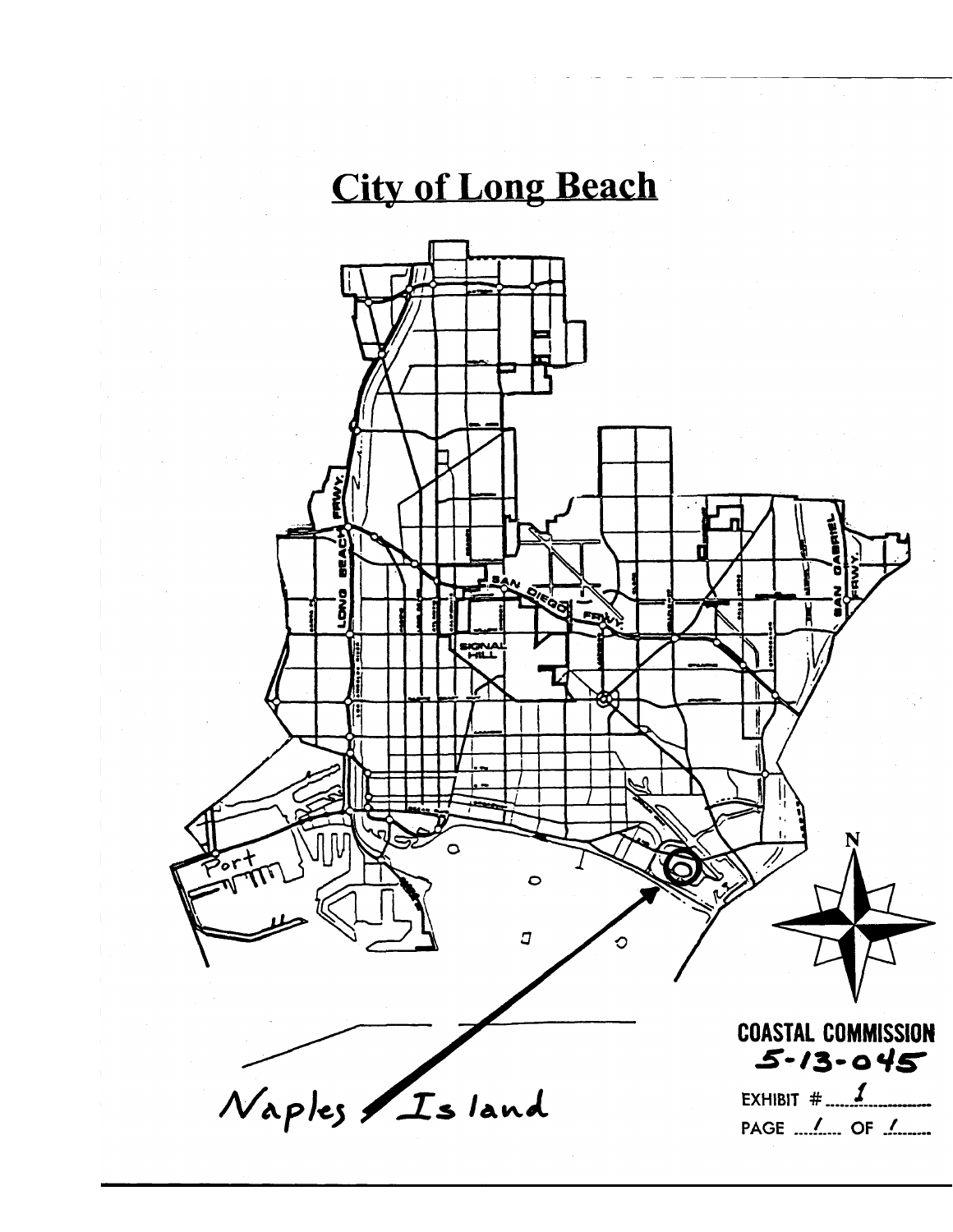# City of Long Beach

Port

Naples Island

N

COASTAL COMMISSION
5-13-045

EXHIBIT # 1

PAGE 1 OF 1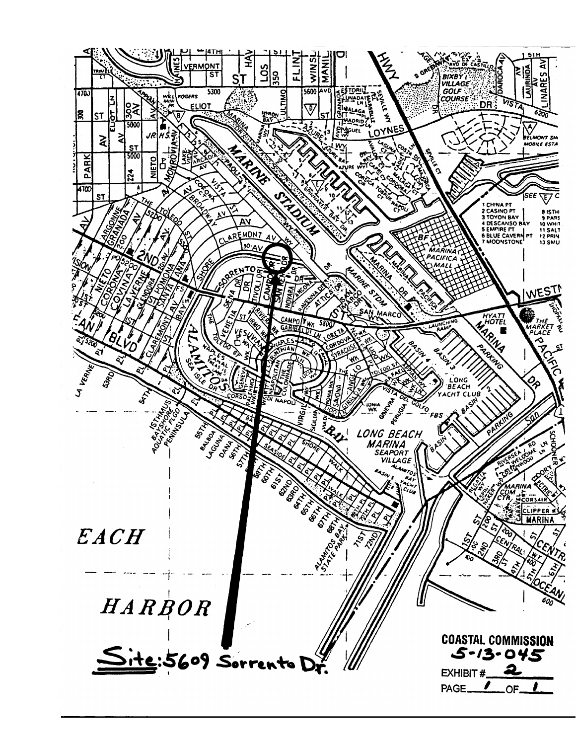**Site: 5609 Sorrento Dr.**

**COASTAL COMMISSION**
**5-13-045**

EXHIBIT # 2

PAGE 1 OF 1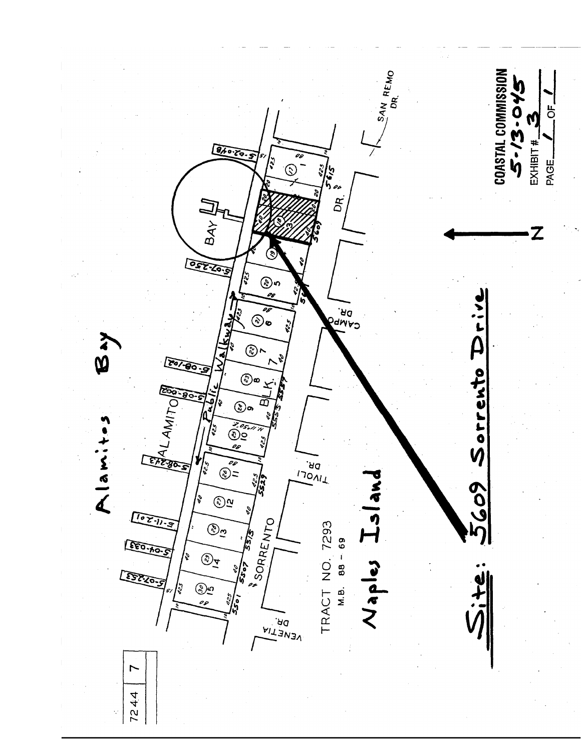Alamitos Bay

Naples Island

TRACT NO. 7293

M.B. 88 – 69

Site: 5609 Sorrento Drive

| 7244 | 7 |
| --- | --- |

COASTAL COMMISSION

5-13-045

EXHIBIT # 3

PAGE 1 OF 1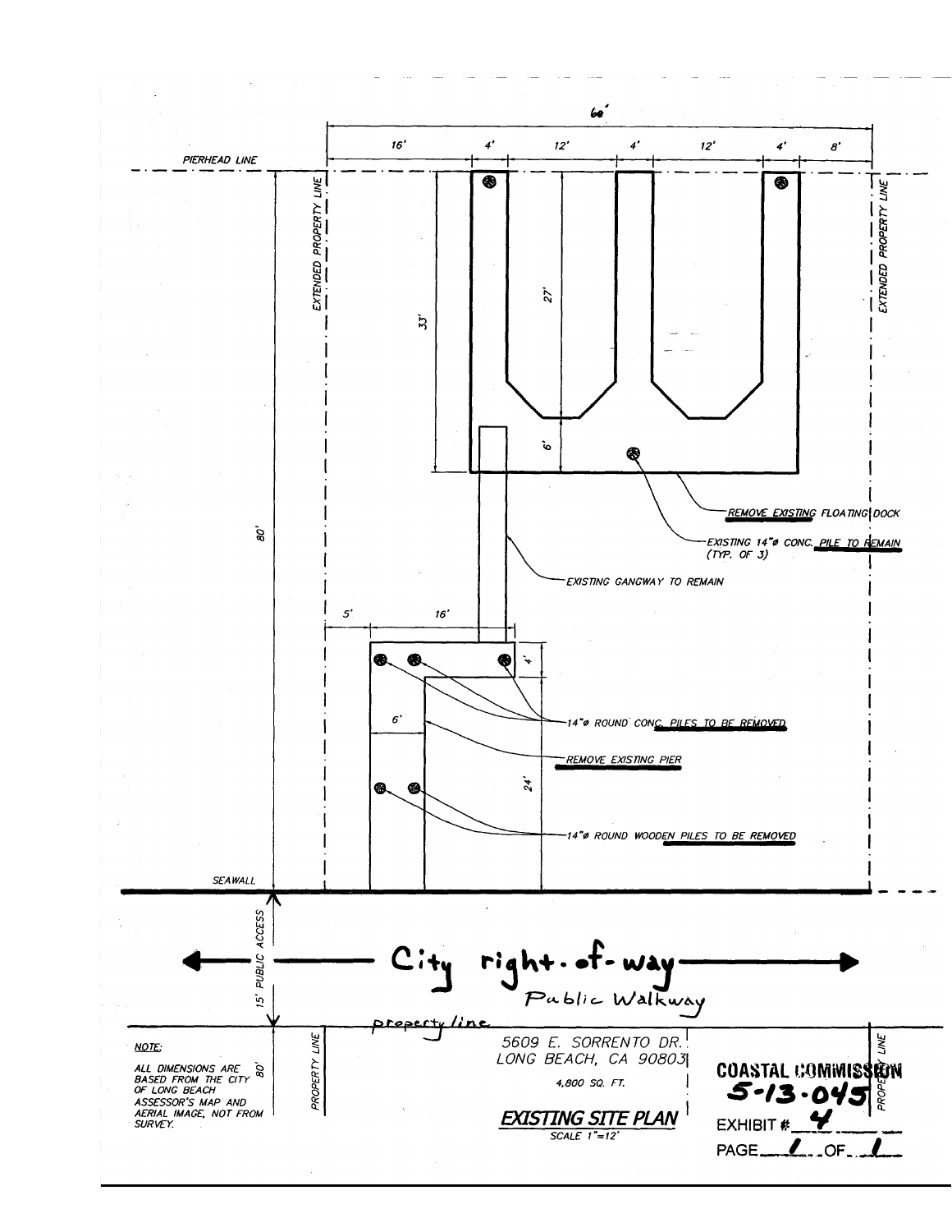60'

16' | 4' | 12' | 4' | 12' | 4' | 8'

PIERHEAD LINE

EXTENDED PROPERTY LINE

EXTENDED PROPERTY LINE

33'

27'

6'

80'

REMOVE EXISTING FLOATING DOCK

EXISTING 14"ø CONC. PILE TO REMAIN (TYP. OF 3)

EXISTING GANGWAY TO REMAIN

5' | 16'

4'

14"ø ROUND CONC. PILES TO BE REMOVED

6'

REMOVE EXISTING PIER

24'

14"ø ROUND WOODEN PILES TO BE REMOVED

SEAWALL

15' PUBLIC ACCESS

City right-of-way

Public Walkway

property line

NOTE:

ALL DIMENSIONS ARE BASED FROM THE CITY OF LONG BEACH ASSESSOR'S MAP AND AERIAL IMAGE, NOT FROM SURVEY.

80'

PROPERTY LINE

5609 E. SORRENTO DR.
LONG BEACH, CA 90803

4,800 SQ. FT.

**EXISTING SITE PLAN**

SCALE 1"=12'

PROPERTY LINE

**COASTAL COMMISSION**

**5-13-045**

EXHIBIT # 4

PAGE 1 OF 1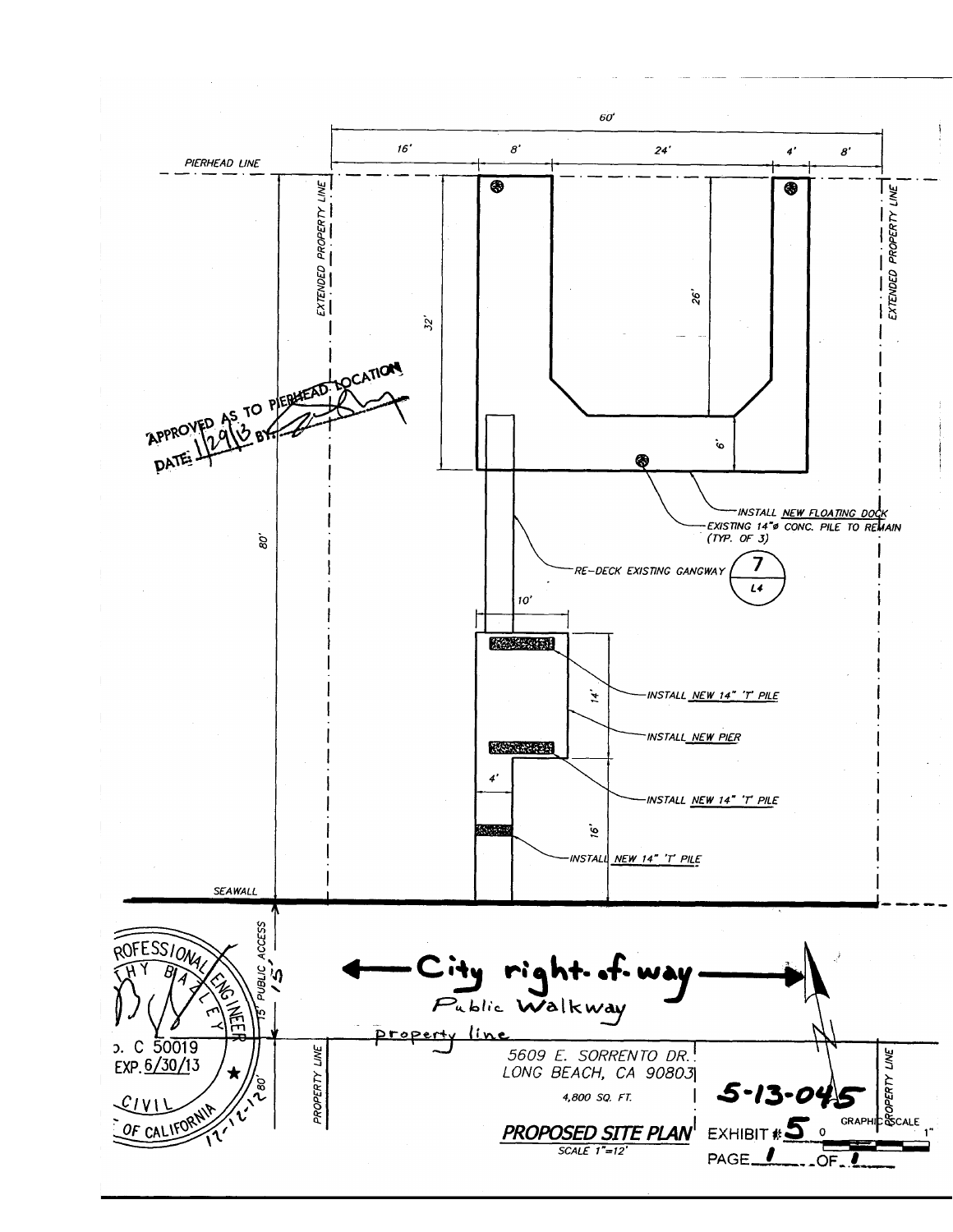60'

16' 8' 24' 4' 8'

PIERHEAD LINE

EXTENDED PROPERTY LINE

EXTENDED PROPERTY LINE

32'

26'

6'

APPROVED AS TO PIERHEAD LOCATION
DATE: 1/29/13 BY:

INSTALL NEW FLOATING DOCK

EXISTING 14"ø CONC. PILE TO REMAIN (TYP. OF 3)

80'

RE-DECK EXISTING GANGWAY 7 / L4

10'

14'

INSTALL NEW 14" 'T' PILE

INSTALL NEW PIER

INSTALL NEW 14" 'T' PILE

4'

16'

INSTALL NEW 14" 'T' PILE

SEAWALL

15' PUBLIC ACCESS 15'

← City right-of-way →
Public Walkway

property line

PROFESSIONAL ENGINEER
No. C 50019
EXP. 6/30/13
CIVIL
STATE OF CALIFORNIA
12-12-12

PROPERTY LINE

80'

5609 E. SORRENTO DR.
LONG BEACH, CA 90803

4,800 SQ. FT.

**PROPOSED SITE PLAN**
SCALE 1"=12'

5-13-045

EXHIBIT # 5
PAGE 1 OF 1

PROPERTY LINE

GRAPHIC SCALE 0 1"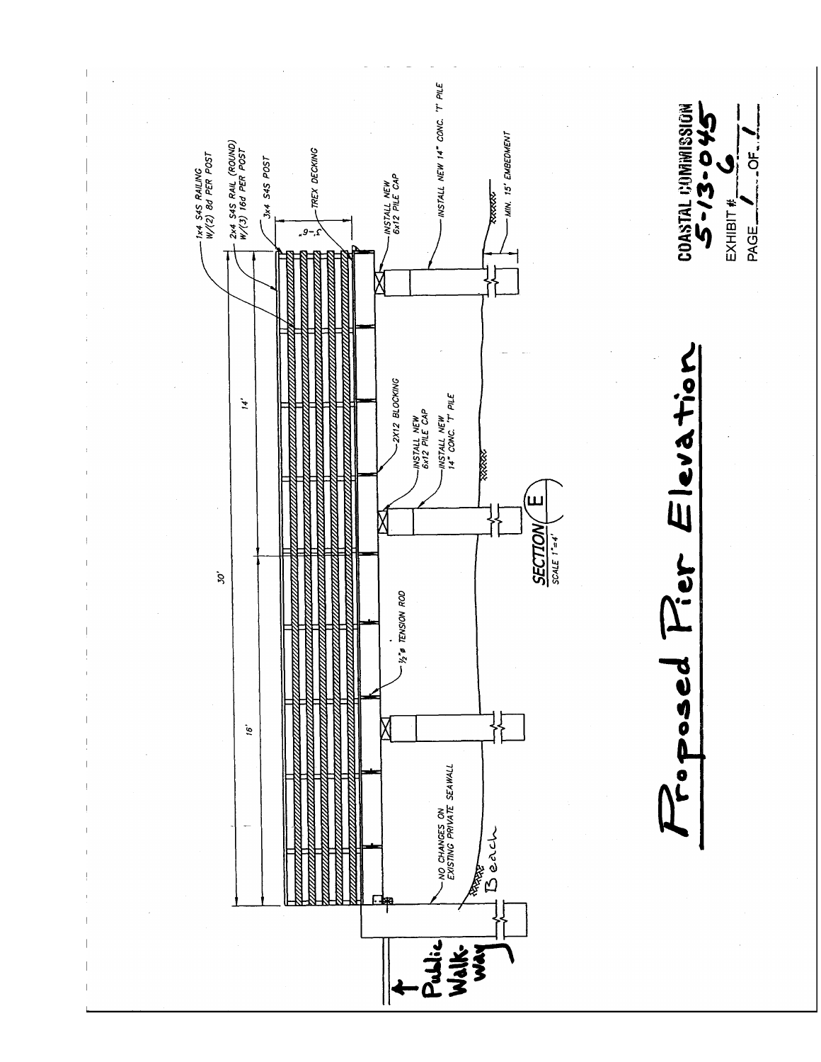1x4 S4S RAILING W/(2) 8d PER POST

2x4 S4S RAIL (ROUND) W/(3) 16d PER POST

3x4 S4S POST

TREX DECKING

3'-6"

INSTALL NEW 6x12 PILE CAP

INSTALL NEW 14" CONC. 'T' PILE

MIN. 15' EMBEDMENT

30'

14'

16'

2X12 BLOCKING

INSTALL NEW 6x12 PILE CAP

INSTALL NEW 14" CONC. 'T' PILE

½"ø TENSION ROD

NO CHANGES ON EXISTING PRIVATE SEAWALL

Beach

Public Walkway

SECTION E
SCALE 1"=4'

# Proposed Pier Elevation

COASTAL COMMISSION
5-13-045
EXHIBIT # 6
PAGE 1 OF 1